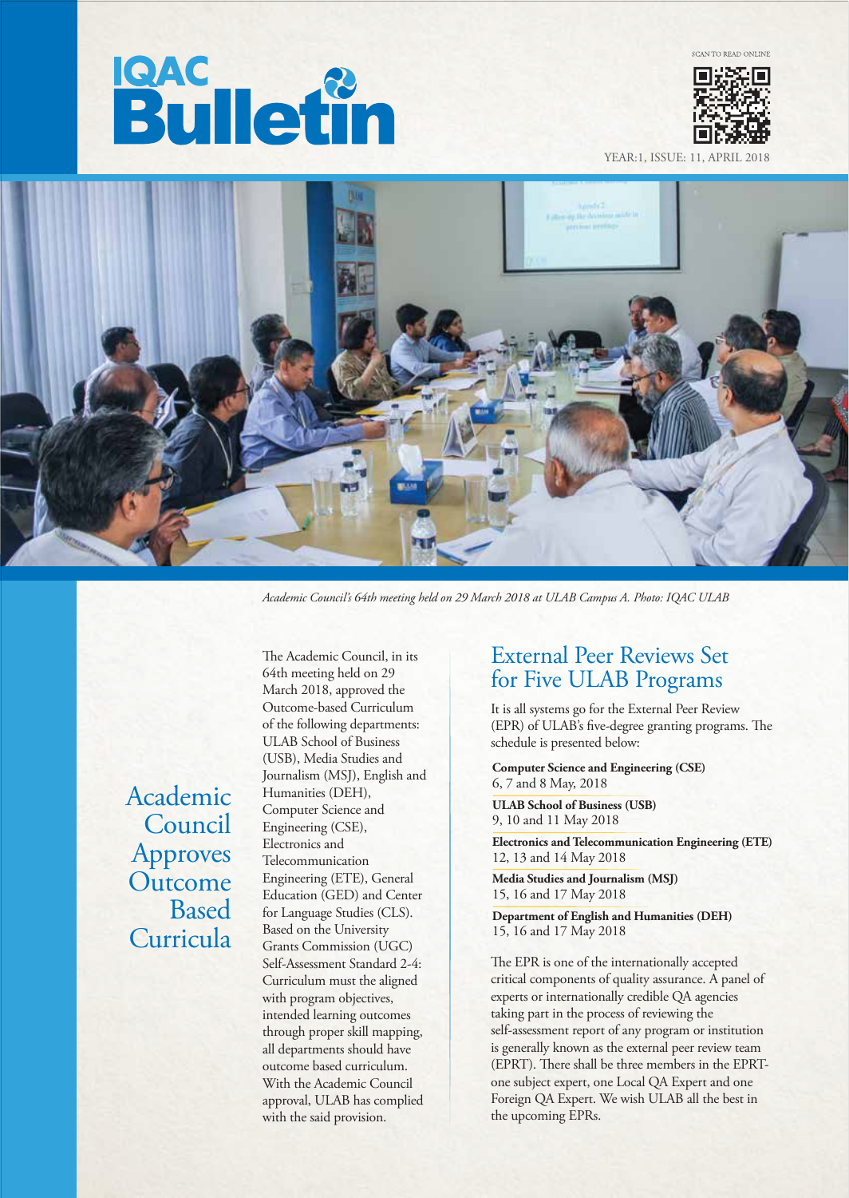# IQAC Bulletin

SCAN TO READ ONLINE

YEAR:1, ISSUE: 11, APRIL 2018

*Academic Council's 64th meeting held on 29 March 2018 at ULAB Campus A. Photo: IQAC ULAB*

## Academic Council Approves Outcome Based Curricula

The Academic Council, in its 64th meeting held on 29 March 2018, approved the Outcome-based Curriculum of the following departments: ULAB School of Business (USB), Media Studies and Journalism (MSJ), English and Humanities (DEH), Computer Science and Engineering (CSE), Electronics and Telecommunication Engineering (ETE), General Education (GED) and Center for Language Studies (CLS). Based on the University Grants Commission (UGC) Self-Assessment Standard 2-4: Curriculum must the aligned with program objectives, intended learning outcomes through proper skill mapping, all departments should have outcome based curriculum. With the Academic Council approval, ULAB has complied with the said provision.

## External Peer Reviews Set for Five ULAB Programs

It is all systems go for the External Peer Review (EPR) of ULAB's five-degree granting programs. The schedule is presented below:

**Computer Science and Engineering (CSE)**
6, 7 and 8 May, 2018

**ULAB School of Business (USB)**
9, 10 and 11 May 2018

**Electronics and Telecommunication Engineering (ETE)**
12, 13 and 14 May 2018

**Media Studies and Journalism (MSJ)**
15, 16 and 17 May 2018

**Department of English and Humanities (DEH)**
15, 16 and 17 May 2018

The EPR is one of the internationally accepted critical components of quality assurance. A panel of experts or internationally credible QA agencies taking part in the process of reviewing the self-assessment report of any program or institution is generally known as the external peer review team (EPRT). There shall be three members in the EPRT- one subject expert, one Local QA Expert and one Foreign QA Expert. We wish ULAB all the best in the upcoming EPRs.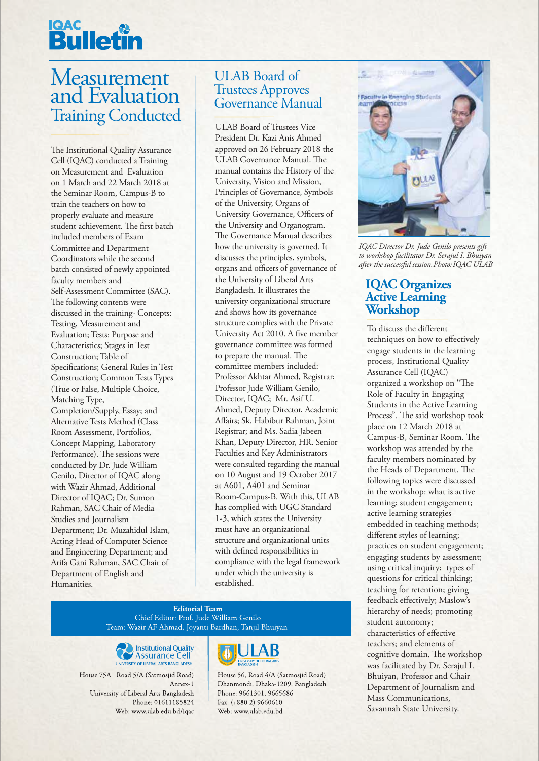# IQAC Bulletin

## Measurement and Evaluation Training Conducted

The Institutional Quality Assurance Cell (IQAC) conducted a Training on Measurement and Evaluation on 1 March and 22 March 2018 at the Seminar Room, Campus-B to train the teachers on how to properly evaluate and measure student achievement. The first batch included members of Exam Committee and Department Coordinators while the second batch consisted of newly appointed faculty members and Self-Assessment Committee (SAC). The following contents were discussed in the training- Concepts: Testing, Measurement and Evaluation; Tests: Purpose and Characteristics; Stages in Test Construction; Table of Specifications; General Rules in Test Construction; Common Tests Types (True or False, Multiple Choice, Matching Type, Completion/Supply, Essay; and Alternative Tests Method (Class Room Assessment, Portfolios, Concept Mapping, Laboratory Performance). The sessions were conducted by Dr. Jude William Genilo, Director of IQAC along with Wazir Ahmad, Additional Director of IQAC; Dr. Sumon Rahman, SAC Chair of Media Studies and Journalism Department; Dr. Muzahidul Islam, Acting Head of Computer Science and Engineering Department; and Arifa Gani Rahman, SAC Chair of Department of English and Humanities.

## ULAB Board of Trustees Approves Governance Manual

ULAB Board of Trustees Vice President Dr. Kazi Anis Ahmed approved on 26 February 2018 the ULAB Governance Manual. The manual contains the History of the University, Vision and Mission, Principles of Governance, Symbols of the University, Organs of University Governance, Officers of the University and Organogram. The Governance Manual describes how the university is governed. It discusses the principles, symbols, organs and officers of governance of the University of Liberal Arts Bangladesh. It illustrates the university organizational structure and shows how its governance structure complies with the Private University Act 2010. A five member governance committee was formed to prepare the manual. The committee members included: Professor Akhtar Ahmed, Registrar; Professor Jude William Genilo, Director, IQAC; Mr. Asif U. Ahmed, Deputy Director, Academic Affairs; Sk. Habibur Rahman, Joint Registrar; and Ms. Sadia Jabeen Khan, Deputy Director, HR. Senior Faculties and Key Administrators were consulted regarding the manual on 10 August and 19 October 2017 at A601, A401 and Seminar Room-Campus-B. With this, ULAB has complied with UGC Standard 1-3, which states the University must have an organizational structure and organizational units with defined responsibilities in compliance with the legal framework under which the university is established.

*IQAC Director Dr. Jude Genilo presents gift to workshop facilitator Dr. Serajul I. Bhuiyan after the successful session. Photo: IQAC ULAB*

## IQAC Organizes Active Learning Workshop

To discuss the different techniques on how to effectively engage students in the learning process, Institutional Quality Assurance Cell (IQAC) organized a workshop on "The Role of Faculty in Engaging Students in the Active Learning Process". The said workshop took place on 12 March 2018 at Campus-B, Seminar Room. The workshop was attended by the faculty members nominated by the Heads of Department. The following topics were discussed in the workshop: what is active learning; student engagement; active learning strategies embedded in teaching methods; different styles of learning; practices on student engagement; engaging students by assessment; using critical inquiry; types of questions for critical thinking; teaching for retention; giving feedback effectively; Maslow's hierarchy of needs; promoting student autonomy; characteristics of effective teachers; and elements of cognitive domain. The workshop was facilitated by Dr. Serajul I. Bhuiyan, Professor and Chair Department of Journalism and Mass Communications, Savannah State University.

**Editorial Team**
Chief Editor: Prof. Jude William Genilo
Team: Wazir AF Ahmad, Joyanti Bardhan, Tanjil Bhuiyan

Institutional Quality Assurance Cell
UNIVERSITY OF LIBERAL ARTS BANGLADESH

House 75A Road 5/A (Satmosjid Road)
Annex-1
University of Liberal Arts Bangladesh
Phone: 01611185824
Web: www.ulab.edu.bd/iqac

ULAB
UNIVERSITY OF LIBERAL ARTS BANGLADESH

House 56, Road 4/A (Satmosjid Road)
Dhanmondi, Dhaka-1209, Bangladesh
Phone: 9661301, 9665686
Fax: (+880 2) 9660610
Web: www.ulab.edu.bd